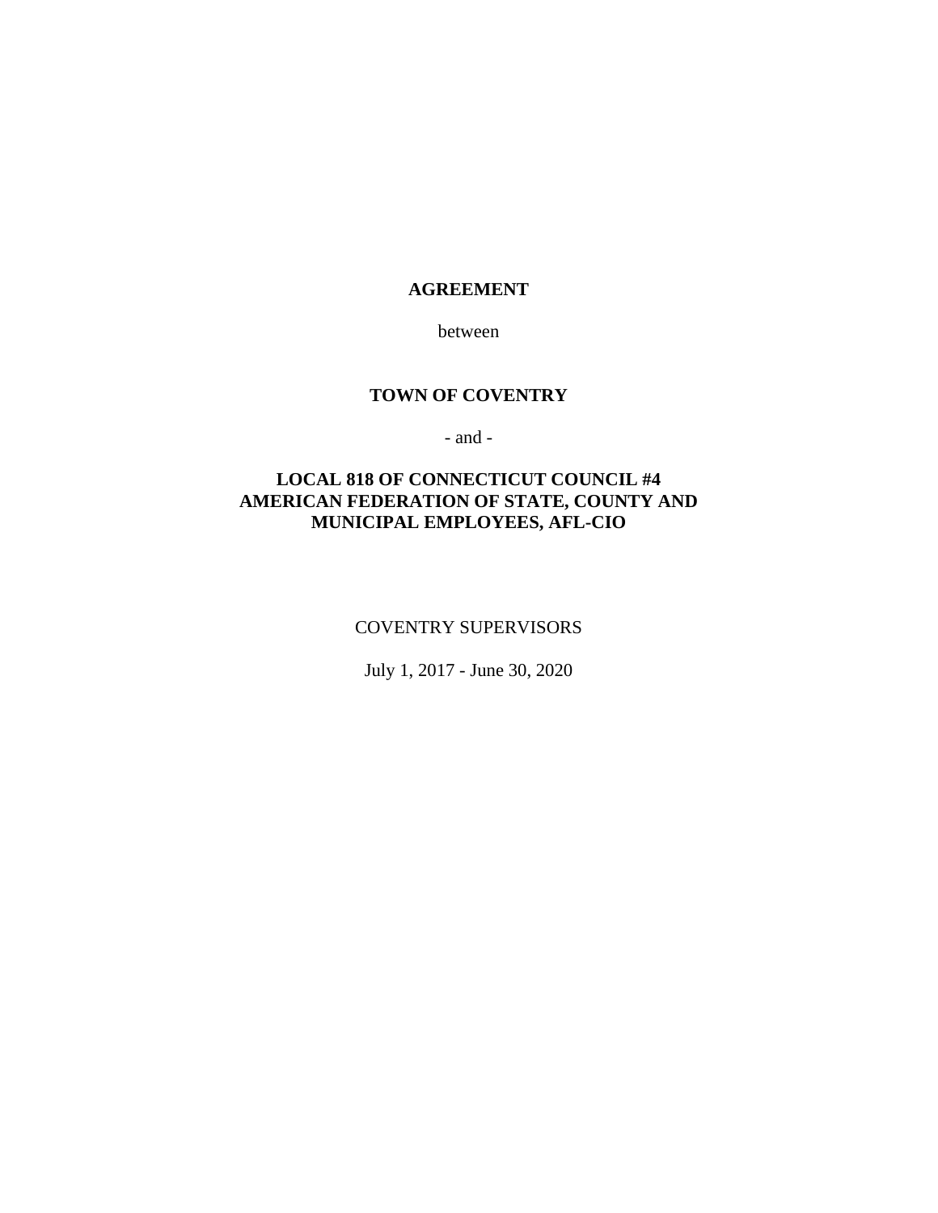**AGREEMENT**

between

**TOWN OF COVENTRY**

- and -

**LOCAL 818 OF CONNECTICUT COUNCIL #4**
**AMERICAN FEDERATION OF STATE, COUNTY AND MUNICIPAL EMPLOYEES, AFL-CIO**

COVENTRY SUPERVISORS

July 1, 2017 - June 30, 2020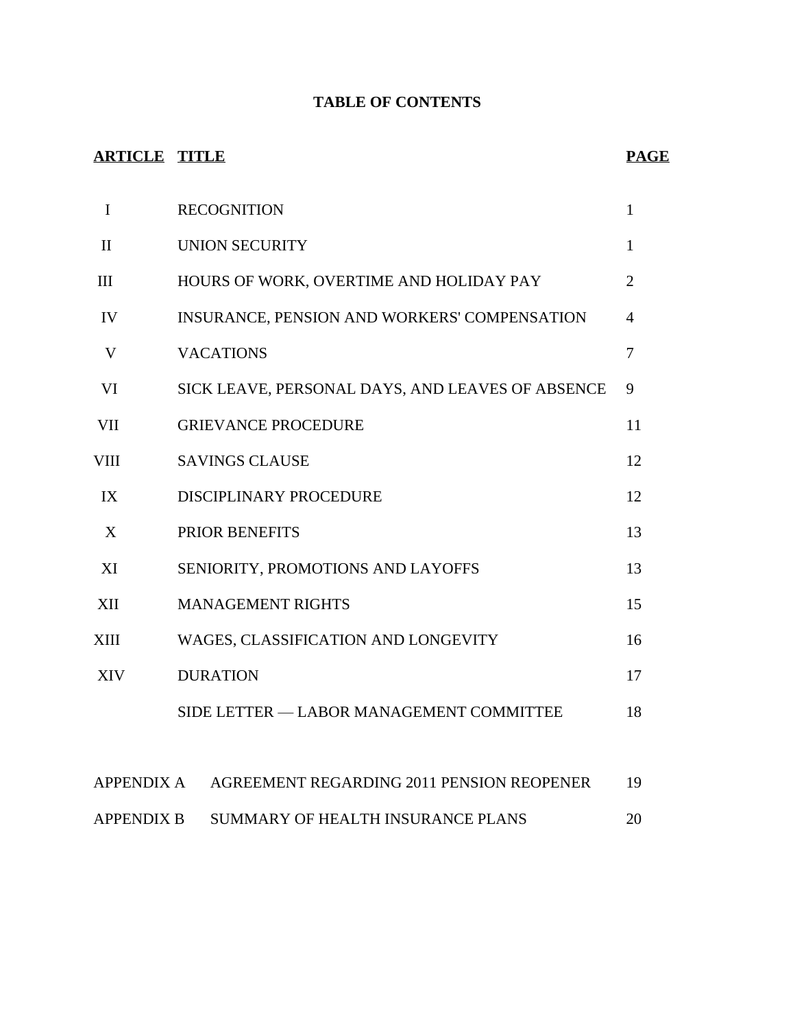# TABLE OF CONTENTS

| ARTICLE | TITLE | PAGE |
|---|---|---|
| I | RECOGNITION | 1 |
| II | UNION SECURITY | 1 |
| III | HOURS OF WORK, OVERTIME AND HOLIDAY PAY | 2 |
| IV | INSURANCE, PENSION AND WORKERS' COMPENSATION | 4 |
| V | VACATIONS | 7 |
| VI | SICK LEAVE, PERSONAL DAYS, AND LEAVES OF ABSENCE | 9 |
| VII | GRIEVANCE PROCEDURE | 11 |
| VIII | SAVINGS CLAUSE | 12 |
| IX | DISCIPLINARY PROCEDURE | 12 |
| X | PRIOR BENEFITS | 13 |
| XI | SENIORITY, PROMOTIONS AND LAYOFFS | 13 |
| XII | MANAGEMENT RIGHTS | 15 |
| XIII | WAGES, CLASSIFICATION AND LONGEVITY | 16 |
| XIV | DURATION | 17 |
| | SIDE LETTER — LABOR MANAGEMENT COMMITTEE | 18 |
| APPENDIX A | AGREEMENT REGARDING 2011 PENSION REOPENER | 19 |
| APPENDIX B | SUMMARY OF HEALTH INSURANCE PLANS | 20 |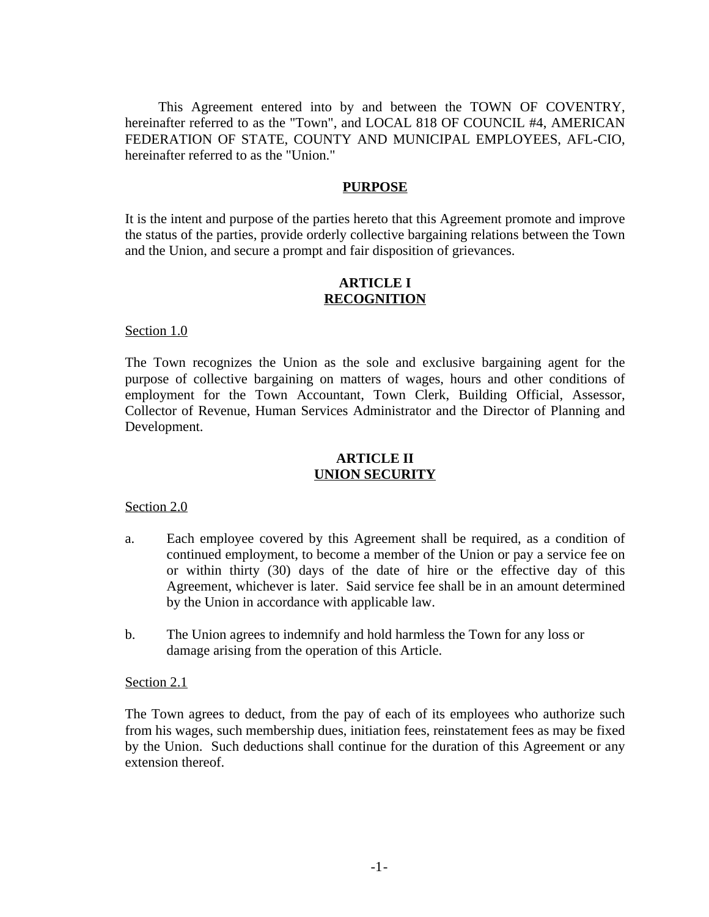This Agreement entered into by and between the TOWN OF COVENTRY, hereinafter referred to as the "Town", and LOCAL 818 OF COUNCIL #4, AMERICAN FEDERATION OF STATE, COUNTY AND MUNICIPAL EMPLOYEES, AFL-CIO, hereinafter referred to as the "Union."

## PURPOSE

It is the intent and purpose of the parties hereto that this Agreement promote and improve the status of the parties, provide orderly collective bargaining relations between the Town and the Union, and secure a prompt and fair disposition of grievances.

## ARTICLE I
## RECOGNITION

Section 1.0

The Town recognizes the Union as the sole and exclusive bargaining agent for the purpose of collective bargaining on matters of wages, hours and other conditions of employment for the Town Accountant, Town Clerk, Building Official, Assessor, Collector of Revenue, Human Services Administrator and the Director of Planning and Development.

## ARTICLE II
## UNION SECURITY

Section 2.0

a. Each employee covered by this Agreement shall be required, as a condition of continued employment, to become a member of the Union or pay a service fee on or within thirty (30) days of the date of hire or the effective day of this Agreement, whichever is later. Said service fee shall be in an amount determined by the Union in accordance with applicable law.

b. The Union agrees to indemnify and hold harmless the Town for any loss or damage arising from the operation of this Article.

Section 2.1

The Town agrees to deduct, from the pay of each of its employees who authorize such from his wages, such membership dues, initiation fees, reinstatement fees as may be fixed by the Union. Such deductions shall continue for the duration of this Agreement or any extension thereof.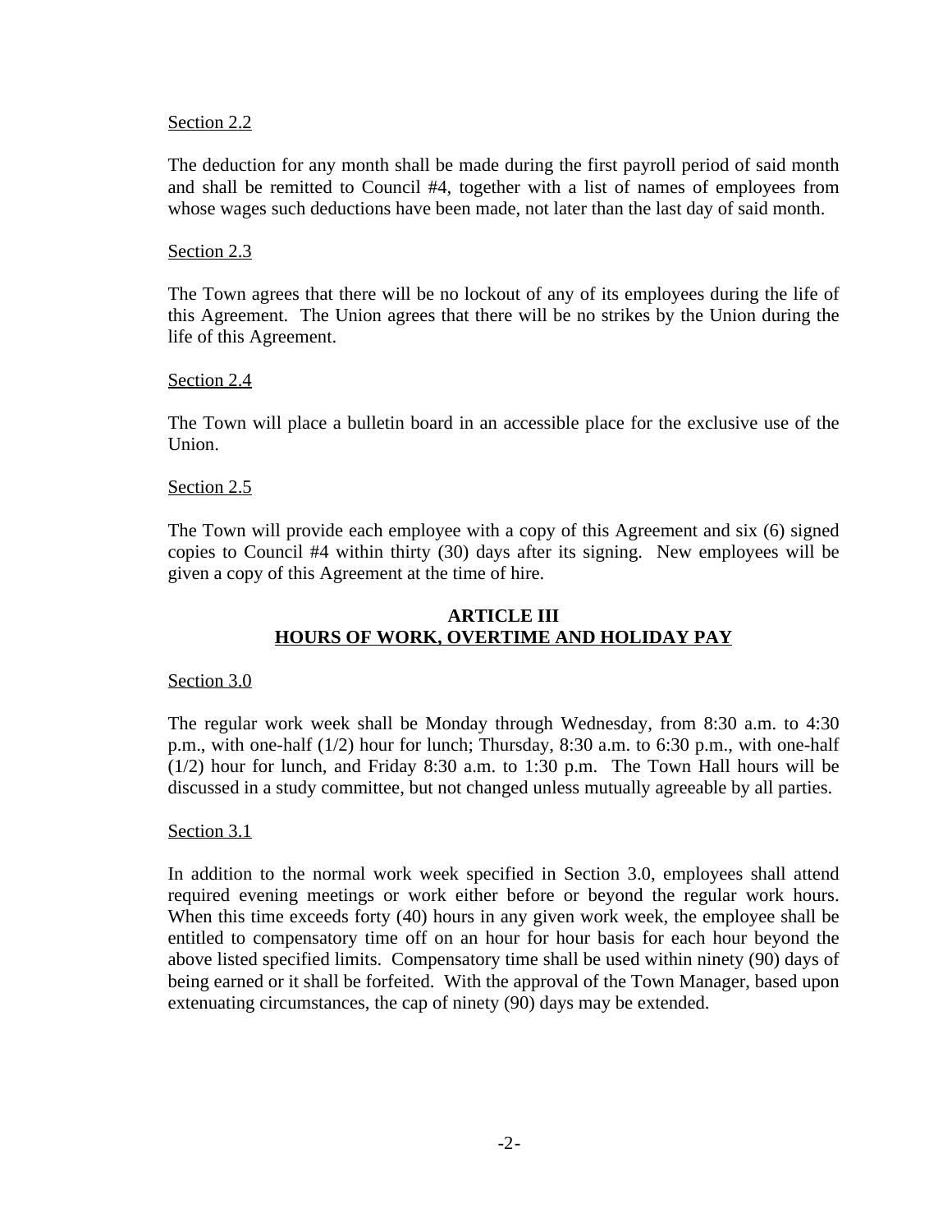Section 2.2

The deduction for any month shall be made during the first payroll period of said month and shall be remitted to Council #4, together with a list of names of employees from whose wages such deductions have been made, not later than the last day of said month.

Section 2.3

The Town agrees that there will be no lockout of any of its employees during the life of this Agreement. The Union agrees that there will be no strikes by the Union during the life of this Agreement.

Section 2.4

The Town will place a bulletin board in an accessible place for the exclusive use of the Union.

Section 2.5

The Town will provide each employee with a copy of this Agreement and six (6) signed copies to Council #4 within thirty (30) days after its signing. New employees will be given a copy of this Agreement at the time of hire.

## ARTICLE III
## HOURS OF WORK, OVERTIME AND HOLIDAY PAY

Section 3.0

The regular work week shall be Monday through Wednesday, from 8:30 a.m. to 4:30 p.m., with one-half (1/2) hour for lunch; Thursday, 8:30 a.m. to 6:30 p.m., with one-half (1/2) hour for lunch, and Friday 8:30 a.m. to 1:30 p.m. The Town Hall hours will be discussed in a study committee, but not changed unless mutually agreeable by all parties.

Section 3.1

In addition to the normal work week specified in Section 3.0, employees shall attend required evening meetings or work either before or beyond the regular work hours. When this time exceeds forty (40) hours in any given work week, the employee shall be entitled to compensatory time off on an hour for hour basis for each hour beyond the above listed specified limits. Compensatory time shall be used within ninety (90) days of being earned or it shall be forfeited. With the approval of the Town Manager, based upon extenuating circumstances, the cap of ninety (90) days may be extended.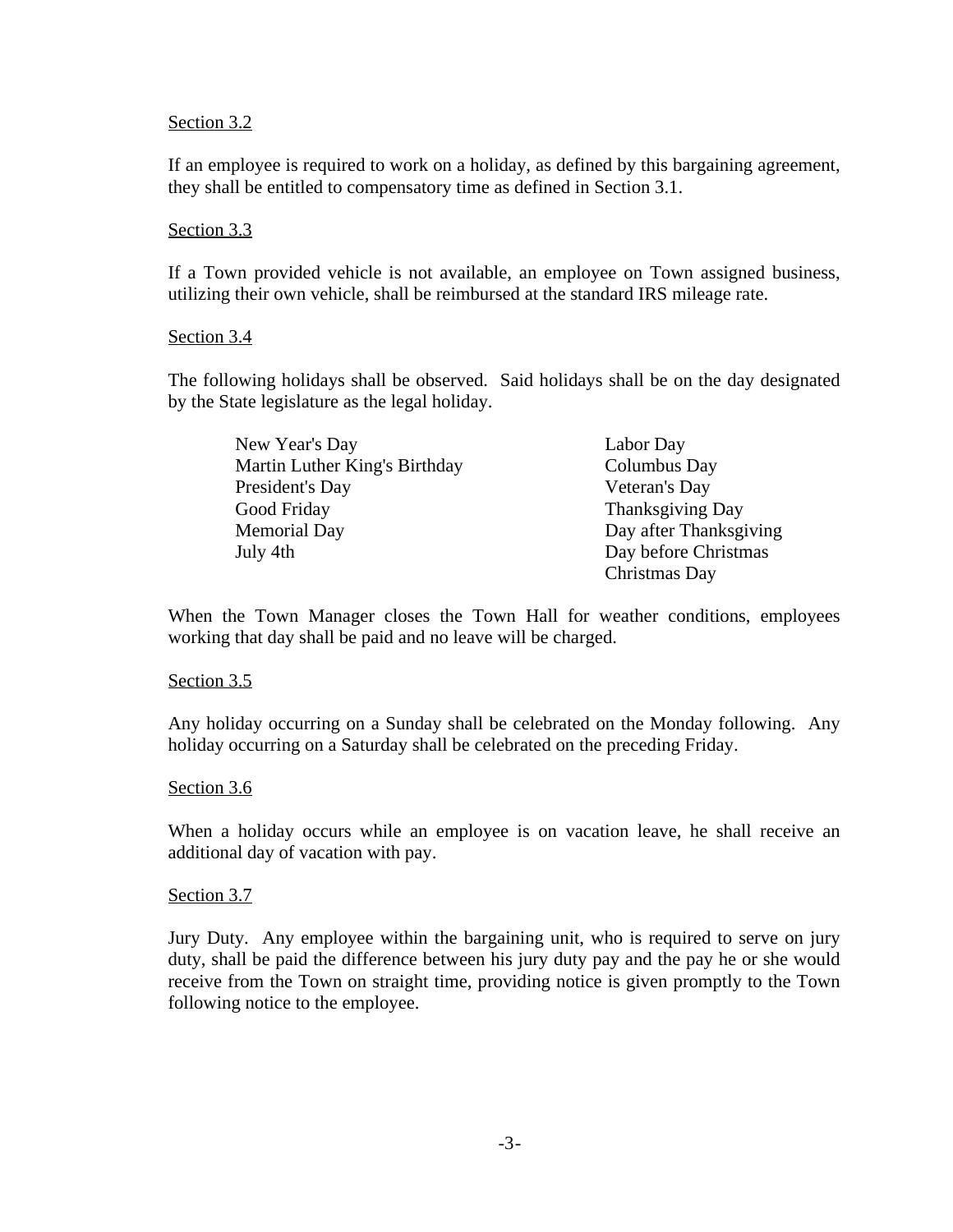Section 3.2

If an employee is required to work on a holiday, as defined by this bargaining agreement, they shall be entitled to compensatory time as defined in Section 3.1.

Section 3.3

If a Town provided vehicle is not available, an employee on Town assigned business, utilizing their own vehicle, shall be reimbursed at the standard IRS mileage rate.

Section 3.4

The following holidays shall be observed. Said holidays shall be on the day designated by the State legislature as the legal holiday.

- New Year's Day
- Martin Luther King's Birthday
- President's Day
- Good Friday
- Memorial Day
- July 4th
- Labor Day
- Columbus Day
- Veteran's Day
- Thanksgiving Day
- Day after Thanksgiving
- Day before Christmas
- Christmas Day

When the Town Manager closes the Town Hall for weather conditions, employees working that day shall be paid and no leave will be charged.

Section 3.5

Any holiday occurring on a Sunday shall be celebrated on the Monday following. Any holiday occurring on a Saturday shall be celebrated on the preceding Friday.

Section 3.6

When a holiday occurs while an employee is on vacation leave, he shall receive an additional day of vacation with pay.

Section 3.7

Jury Duty. Any employee within the bargaining unit, who is required to serve on jury duty, shall be paid the difference between his jury duty pay and the pay he or she would receive from the Town on straight time, providing notice is given promptly to the Town following notice to the employee.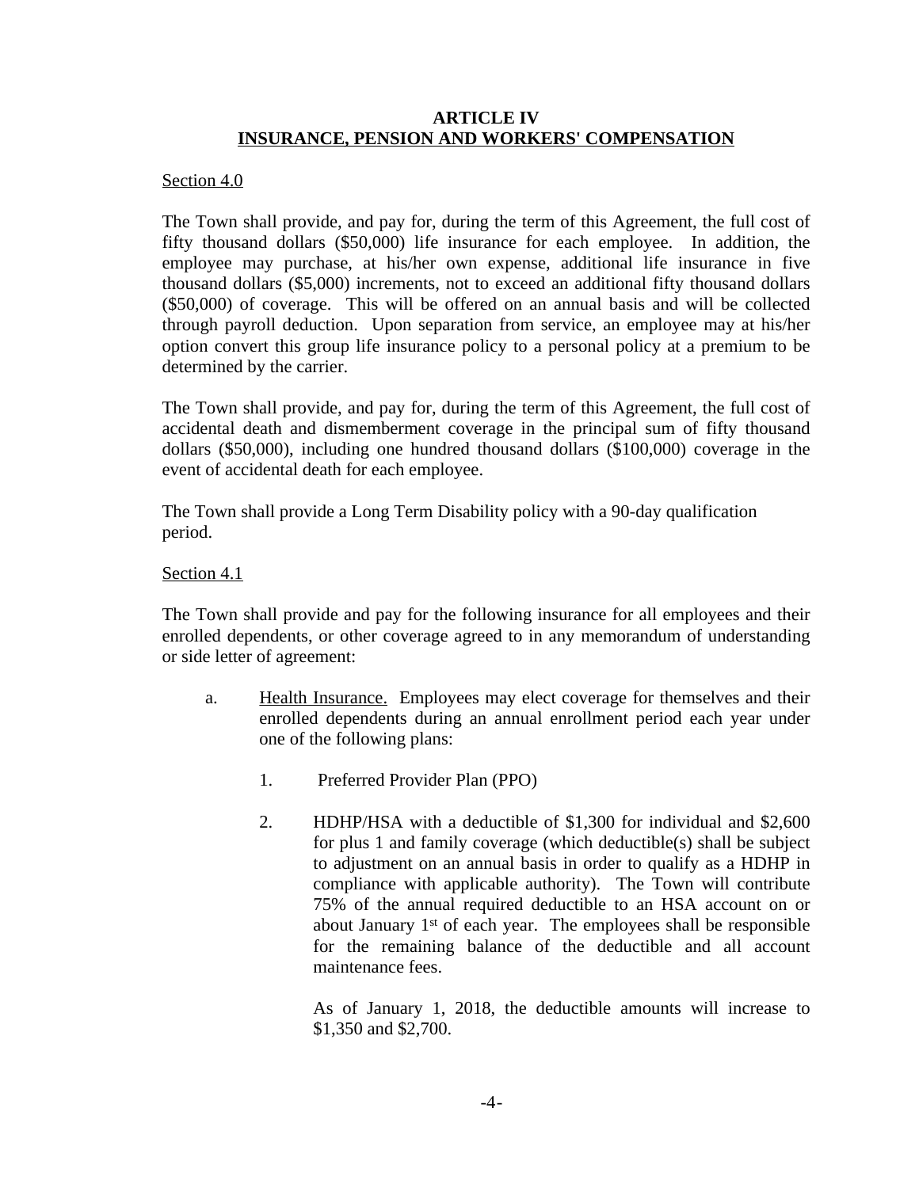## ARTICLE IV
## INSURANCE, PENSION AND WORKERS' COMPENSATION

Section 4.0

The Town shall provide, and pay for, during the term of this Agreement, the full cost of fifty thousand dollars ($50,000) life insurance for each employee. In addition, the employee may purchase, at his/her own expense, additional life insurance in five thousand dollars ($5,000) increments, not to exceed an additional fifty thousand dollars ($50,000) of coverage. This will be offered on an annual basis and will be collected through payroll deduction. Upon separation from service, an employee may at his/her option convert this group life insurance policy to a personal policy at a premium to be determined by the carrier.

The Town shall provide, and pay for, during the term of this Agreement, the full cost of accidental death and dismemberment coverage in the principal sum of fifty thousand dollars ($50,000), including one hundred thousand dollars ($100,000) coverage in the event of accidental death for each employee.

The Town shall provide a Long Term Disability policy with a 90-day qualification period.

Section 4.1

The Town shall provide and pay for the following insurance for all employees and their enrolled dependents, or other coverage agreed to in any memorandum of understanding or side letter of agreement:

a. Health Insurance. Employees may elect coverage for themselves and their enrolled dependents during an annual enrollment period each year under one of the following plans:

   1. Preferred Provider Plan (PPO)

   2. HDHP/HSA with a deductible of $1,300 for individual and $2,600 for plus 1 and family coverage (which deductible(s) shall be subject to adjustment on an annual basis in order to qualify as a HDHP in compliance with applicable authority). The Town will contribute 75% of the annual required deductible to an HSA account on or about January 1st of each year. The employees shall be responsible for the remaining balance of the deductible and all account maintenance fees.

      As of January 1, 2018, the deductible amounts will increase to $1,350 and $2,700.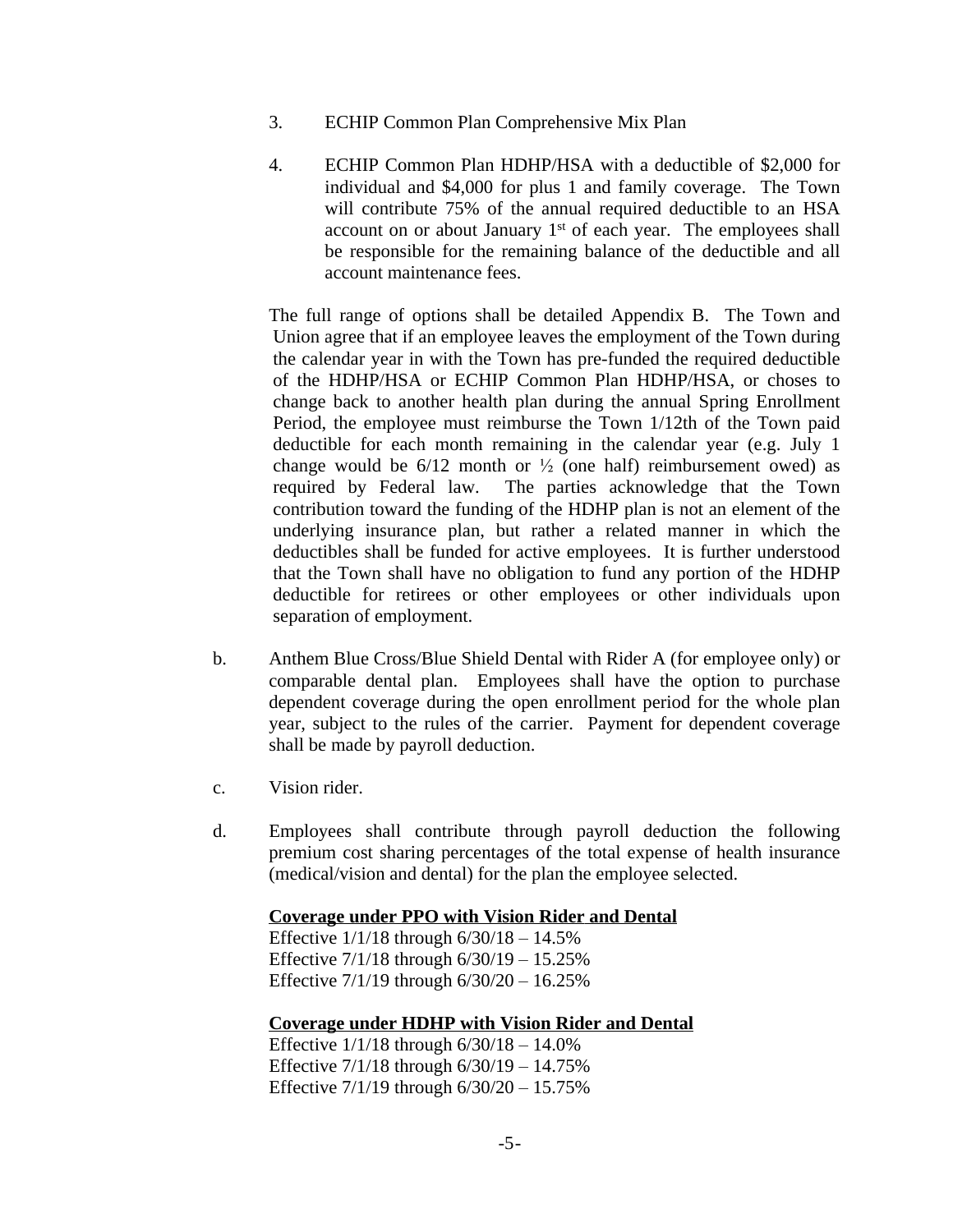3. ECHIP Common Plan Comprehensive Mix Plan

4. ECHIP Common Plan HDHP/HSA with a deductible of $2,000 for individual and $4,000 for plus 1 and family coverage. The Town will contribute 75% of the annual required deductible to an HSA account on or about January 1st of each year. The employees shall be responsible for the remaining balance of the deductible and all account maintenance fees.

The full range of options shall be detailed Appendix B. The Town and Union agree that if an employee leaves the employment of the Town during the calendar year in with the Town has pre-funded the required deductible of the HDHP/HSA or ECHIP Common Plan HDHP/HSA, or choses to change back to another health plan during the annual Spring Enrollment Period, the employee must reimburse the Town 1/12th of the Town paid deductible for each month remaining in the calendar year (e.g. July 1 change would be 6/12 month or ½ (one half) reimbursement owed) as required by Federal law. The parties acknowledge that the Town contribution toward the funding of the HDHP plan is not an element of the underlying insurance plan, but rather a related manner in which the deductibles shall be funded for active employees. It is further understood that the Town shall have no obligation to fund any portion of the HDHP deductible for retirees or other employees or other individuals upon separation of employment.

b. Anthem Blue Cross/Blue Shield Dental with Rider A (for employee only) or comparable dental plan. Employees shall have the option to purchase dependent coverage during the open enrollment period for the whole plan year, subject to the rules of the carrier. Payment for dependent coverage shall be made by payroll deduction.

c. Vision rider.

d. Employees shall contribute through payroll deduction the following premium cost sharing percentages of the total expense of health insurance (medical/vision and dental) for the plan the employee selected.

**Coverage under PPO with Vision Rider and Dental**
Effective 1/1/18 through 6/30/18 – 14.5%
Effective 7/1/18 through 6/30/19 – 15.25%
Effective 7/1/19 through 6/30/20 – 16.25%

**Coverage under HDHP with Vision Rider and Dental**
Effective 1/1/18 through 6/30/18 – 14.0%
Effective 7/1/18 through 6/30/19 – 14.75%
Effective 7/1/19 through 6/30/20 – 15.75%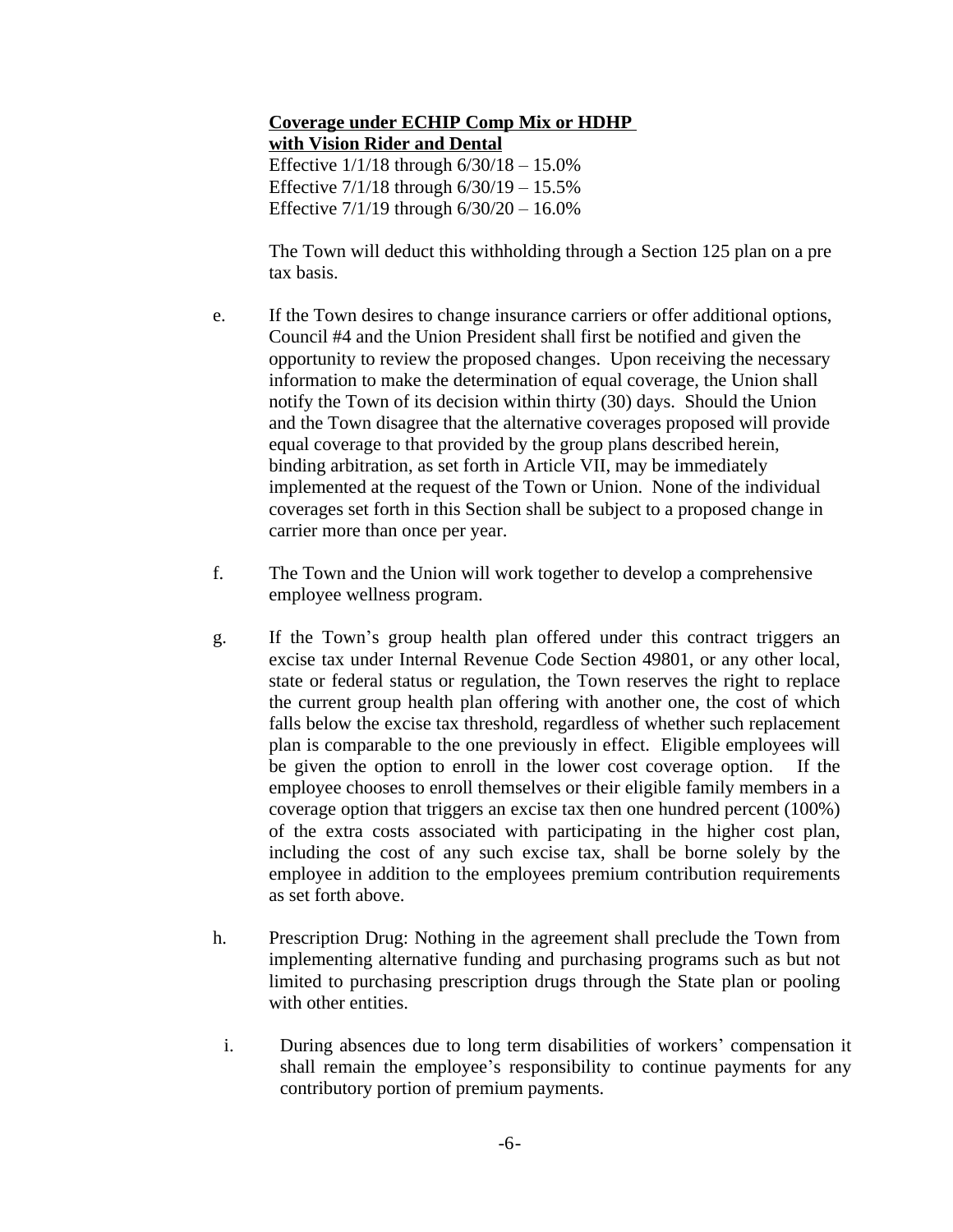**Coverage under ECHIP Comp Mix or HDHP with Vision Rider and Dental**

Effective 1/1/18 through 6/30/18 – 15.0%
Effective 7/1/18 through 6/30/19 – 15.5%
Effective 7/1/19 through 6/30/20 – 16.0%

The Town will deduct this withholding through a Section 125 plan on a pre tax basis.

e. If the Town desires to change insurance carriers or offer additional options, Council #4 and the Union President shall first be notified and given the opportunity to review the proposed changes. Upon receiving the necessary information to make the determination of equal coverage, the Union shall notify the Town of its decision within thirty (30) days. Should the Union and the Town disagree that the alternative coverages proposed will provide equal coverage to that provided by the group plans described herein, binding arbitration, as set forth in Article VII, may be immediately implemented at the request of the Town or Union. None of the individual coverages set forth in this Section shall be subject to a proposed change in carrier more than once per year.

f. The Town and the Union will work together to develop a comprehensive employee wellness program.

g. If the Town's group health plan offered under this contract triggers an excise tax under Internal Revenue Code Section 49801, or any other local, state or federal status or regulation, the Town reserves the right to replace the current group health plan offering with another one, the cost of which falls below the excise tax threshold, regardless of whether such replacement plan is comparable to the one previously in effect. Eligible employees will be given the option to enroll in the lower cost coverage option. If the employee chooses to enroll themselves or their eligible family members in a coverage option that triggers an excise tax then one hundred percent (100%) of the extra costs associated with participating in the higher cost plan, including the cost of any such excise tax, shall be borne solely by the employee in addition to the employees premium contribution requirements as set forth above.

h. Prescription Drug: Nothing in the agreement shall preclude the Town from implementing alternative funding and purchasing programs such as but not limited to purchasing prescription drugs through the State plan or pooling with other entities.

i. During absences due to long term disabilities of workers' compensation it shall remain the employee's responsibility to continue payments for any contributory portion of premium payments.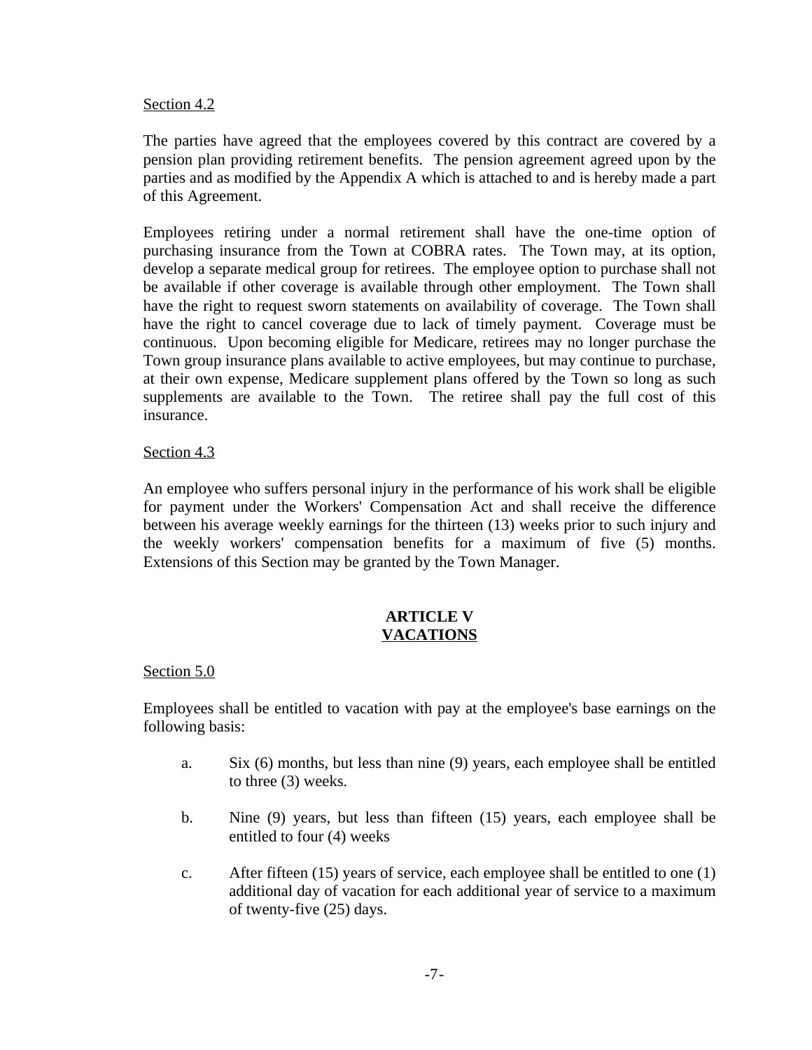Section 4.2

The parties have agreed that the employees covered by this contract are covered by a pension plan providing retirement benefits. The pension agreement agreed upon by the parties and as modified by the Appendix A which is attached to and is hereby made a part of this Agreement.

Employees retiring under a normal retirement shall have the one-time option of purchasing insurance from the Town at COBRA rates. The Town may, at its option, develop a separate medical group for retirees. The employee option to purchase shall not be available if other coverage is available through other employment. The Town shall have the right to request sworn statements on availability of coverage. The Town shall have the right to cancel coverage due to lack of timely payment. Coverage must be continuous. Upon becoming eligible for Medicare, retirees may no longer purchase the Town group insurance plans available to active employees, but may continue to purchase, at their own expense, Medicare supplement plans offered by the Town so long as such supplements are available to the Town. The retiree shall pay the full cost of this insurance.

Section 4.3

An employee who suffers personal injury in the performance of his work shall be eligible for payment under the Workers' Compensation Act and shall receive the difference between his average weekly earnings for the thirteen (13) weeks prior to such injury and the weekly workers' compensation benefits for a maximum of five (5) months. Extensions of this Section may be granted by the Town Manager.

## ARTICLE V
## VACATIONS

Section 5.0

Employees shall be entitled to vacation with pay at the employee's base earnings on the following basis:

a. Six (6) months, but less than nine (9) years, each employee shall be entitled to three (3) weeks.

b. Nine (9) years, but less than fifteen (15) years, each employee shall be entitled to four (4) weeks

c. After fifteen (15) years of service, each employee shall be entitled to one (1) additional day of vacation for each additional year of service to a maximum of twenty-five (25) days.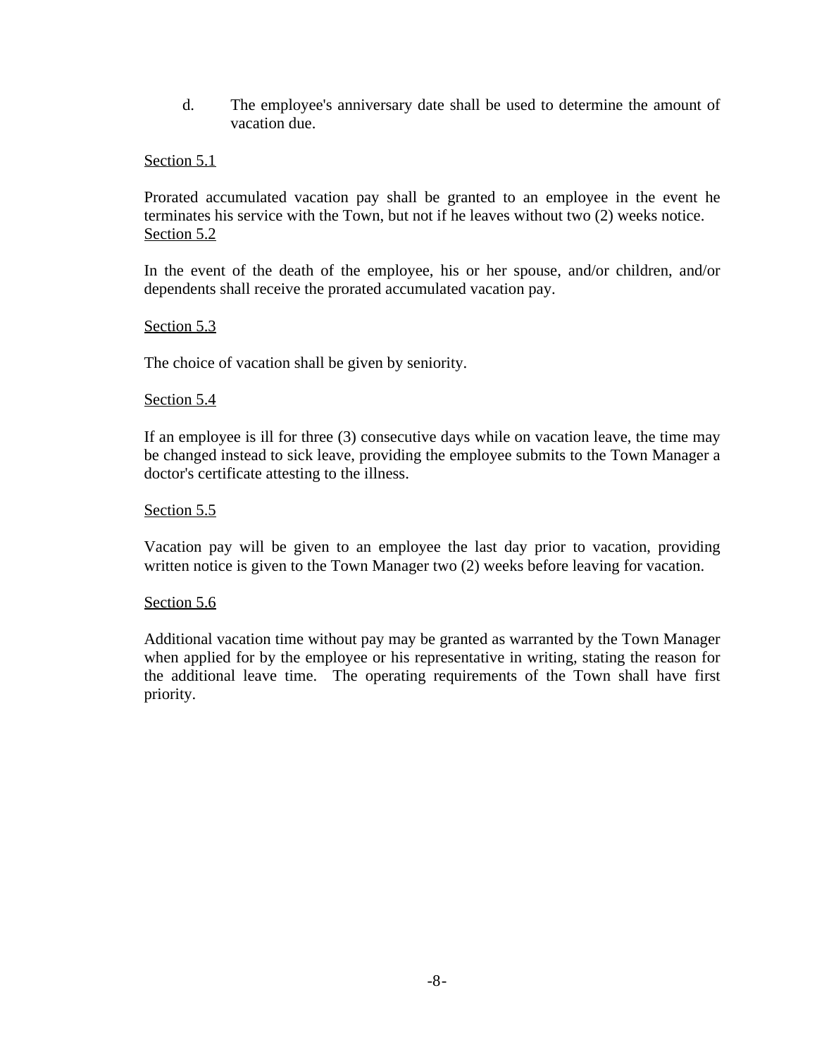d. The employee's anniversary date shall be used to determine the amount of vacation due.

Section 5.1

Prorated accumulated vacation pay shall be granted to an employee in the event he terminates his service with the Town, but not if he leaves without two (2) weeks notice.

Section 5.2

In the event of the death of the employee, his or her spouse, and/or children, and/or dependents shall receive the prorated accumulated vacation pay.

Section 5.3

The choice of vacation shall be given by seniority.

Section 5.4

If an employee is ill for three (3) consecutive days while on vacation leave, the time may be changed instead to sick leave, providing the employee submits to the Town Manager a doctor's certificate attesting to the illness.

Section 5.5

Vacation pay will be given to an employee the last day prior to vacation, providing written notice is given to the Town Manager two (2) weeks before leaving for vacation.

Section 5.6

Additional vacation time without pay may be granted as warranted by the Town Manager when applied for by the employee or his representative in writing, stating the reason for the additional leave time. The operating requirements of the Town shall have first priority.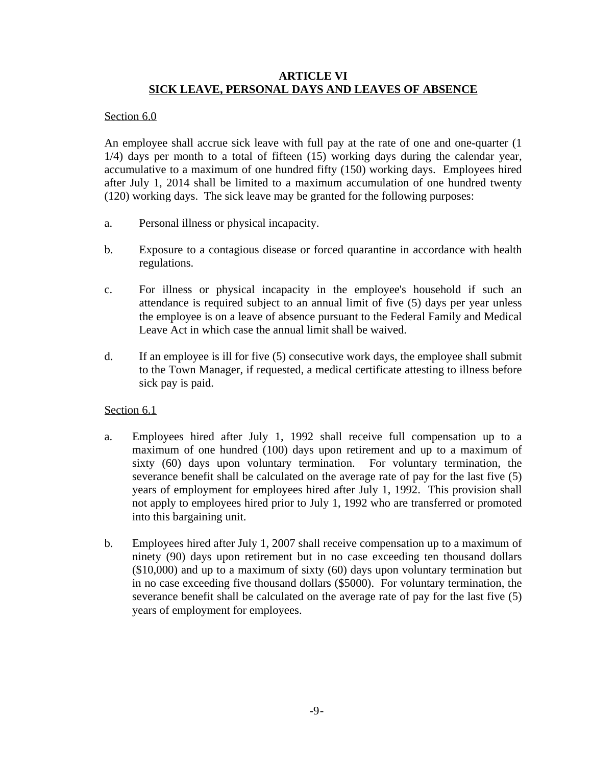# ARTICLE VI
## SICK LEAVE, PERSONAL DAYS AND LEAVES OF ABSENCE

Section 6.0

An employee shall accrue sick leave with full pay at the rate of one and one-quarter (1 1/4) days per month to a total of fifteen (15) working days during the calendar year, accumulative to a maximum of one hundred fifty (150) working days. Employees hired after July 1, 2014 shall be limited to a maximum accumulation of one hundred twenty (120) working days. The sick leave may be granted for the following purposes:

a. Personal illness or physical incapacity.

b. Exposure to a contagious disease or forced quarantine in accordance with health regulations.

c. For illness or physical incapacity in the employee's household if such an attendance is required subject to an annual limit of five (5) days per year unless the employee is on a leave of absence pursuant to the Federal Family and Medical Leave Act in which case the annual limit shall be waived.

d. If an employee is ill for five (5) consecutive work days, the employee shall submit to the Town Manager, if requested, a medical certificate attesting to illness before sick pay is paid.

Section 6.1

a. Employees hired after July 1, 1992 shall receive full compensation up to a maximum of one hundred (100) days upon retirement and up to a maximum of sixty (60) days upon voluntary termination. For voluntary termination, the severance benefit shall be calculated on the average rate of pay for the last five (5) years of employment for employees hired after July 1, 1992. This provision shall not apply to employees hired prior to July 1, 1992 who are transferred or promoted into this bargaining unit.

b. Employees hired after July 1, 2007 shall receive compensation up to a maximum of ninety (90) days upon retirement but in no case exceeding ten thousand dollars ($10,000) and up to a maximum of sixty (60) days upon voluntary termination but in no case exceeding five thousand dollars ($5000). For voluntary termination, the severance benefit shall be calculated on the average rate of pay for the last five (5) years of employment for employees.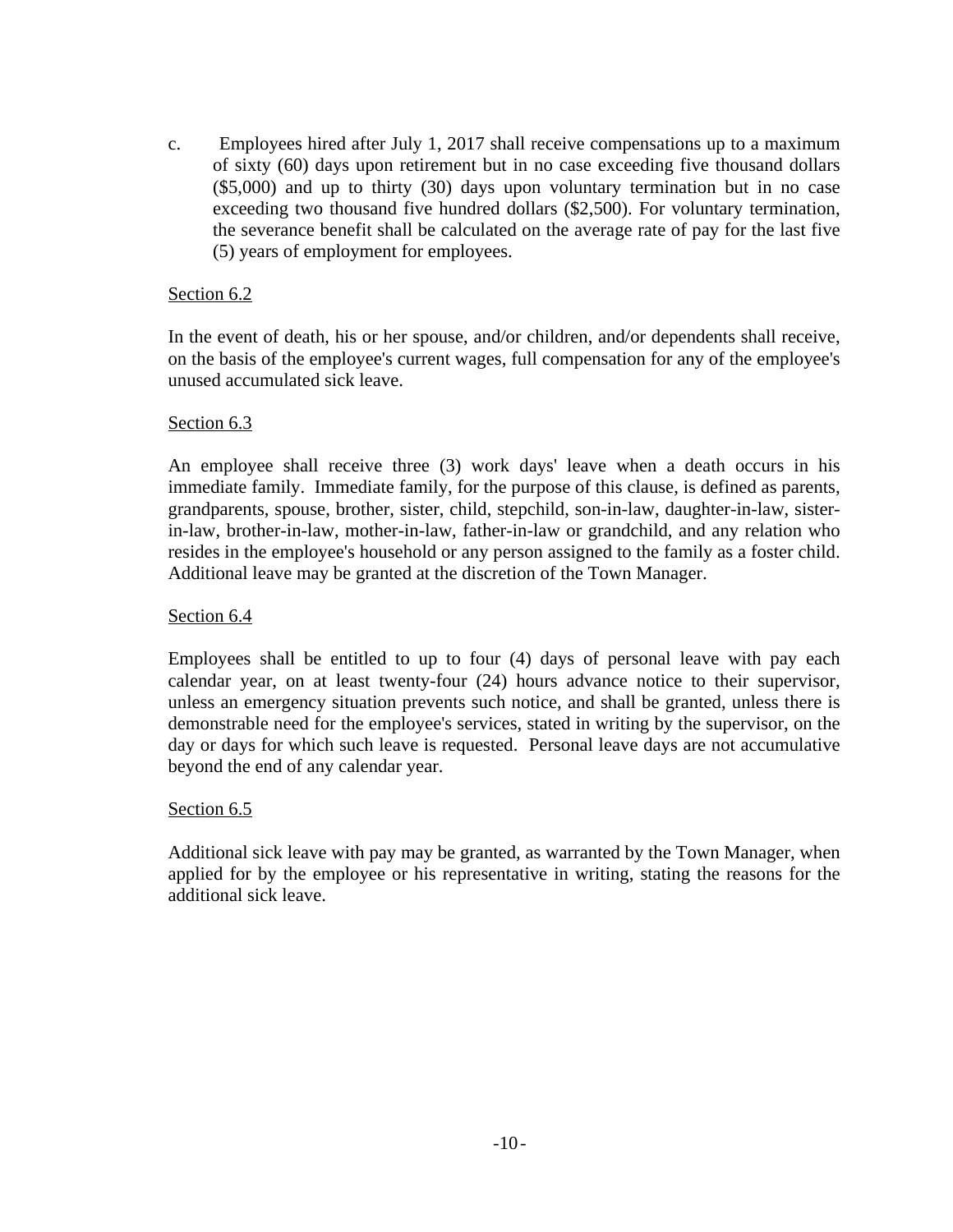c. Employees hired after July 1, 2017 shall receive compensations up to a maximum of sixty (60) days upon retirement but in no case exceeding five thousand dollars ($5,000) and up to thirty (30) days upon voluntary termination but in no case exceeding two thousand five hundred dollars ($2,500). For voluntary termination, the severance benefit shall be calculated on the average rate of pay for the last five (5) years of employment for employees.

Section 6.2

In the event of death, his or her spouse, and/or children, and/or dependents shall receive, on the basis of the employee's current wages, full compensation for any of the employee's unused accumulated sick leave.

Section 6.3

An employee shall receive three (3) work days' leave when a death occurs in his immediate family. Immediate family, for the purpose of this clause, is defined as parents, grandparents, spouse, brother, sister, child, stepchild, son-in-law, daughter-in-law, sister-in-law, brother-in-law, mother-in-law, father-in-law or grandchild, and any relation who resides in the employee's household or any person assigned to the family as a foster child. Additional leave may be granted at the discretion of the Town Manager.

Section 6.4

Employees shall be entitled to up to four (4) days of personal leave with pay each calendar year, on at least twenty-four (24) hours advance notice to their supervisor, unless an emergency situation prevents such notice, and shall be granted, unless there is demonstrable need for the employee's services, stated in writing by the supervisor, on the day or days for which such leave is requested. Personal leave days are not accumulative beyond the end of any calendar year.

Section 6.5

Additional sick leave with pay may be granted, as warranted by the Town Manager, when applied for by the employee or his representative in writing, stating the reasons for the additional sick leave.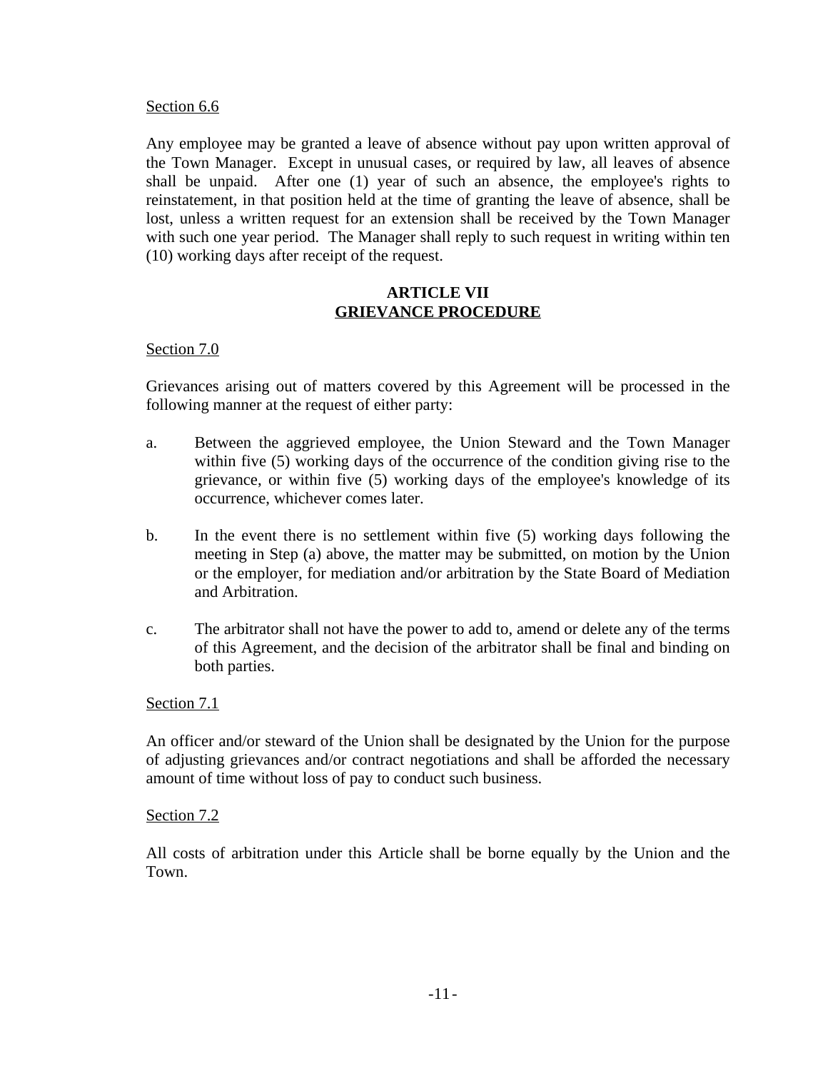Section 6.6

Any employee may be granted a leave of absence without pay upon written approval of the Town Manager. Except in unusual cases, or required by law, all leaves of absence shall be unpaid. After one (1) year of such an absence, the employee's rights to reinstatement, in that position held at the time of granting the leave of absence, shall be lost, unless a written request for an extension shall be received by the Town Manager with such one year period. The Manager shall reply to such request in writing within ten (10) working days after receipt of the request.

## ARTICLE VII
## GRIEVANCE PROCEDURE

Section 7.0

Grievances arising out of matters covered by this Agreement will be processed in the following manner at the request of either party:

a. Between the aggrieved employee, the Union Steward and the Town Manager within five (5) working days of the occurrence of the condition giving rise to the grievance, or within five (5) working days of the employee's knowledge of its occurrence, whichever comes later.

b. In the event there is no settlement within five (5) working days following the meeting in Step (a) above, the matter may be submitted, on motion by the Union or the employer, for mediation and/or arbitration by the State Board of Mediation and Arbitration.

c. The arbitrator shall not have the power to add to, amend or delete any of the terms of this Agreement, and the decision of the arbitrator shall be final and binding on both parties.

Section 7.1

An officer and/or steward of the Union shall be designated by the Union for the purpose of adjusting grievances and/or contract negotiations and shall be afforded the necessary amount of time without loss of pay to conduct such business.

Section 7.2

All costs of arbitration under this Article shall be borne equally by the Union and the Town.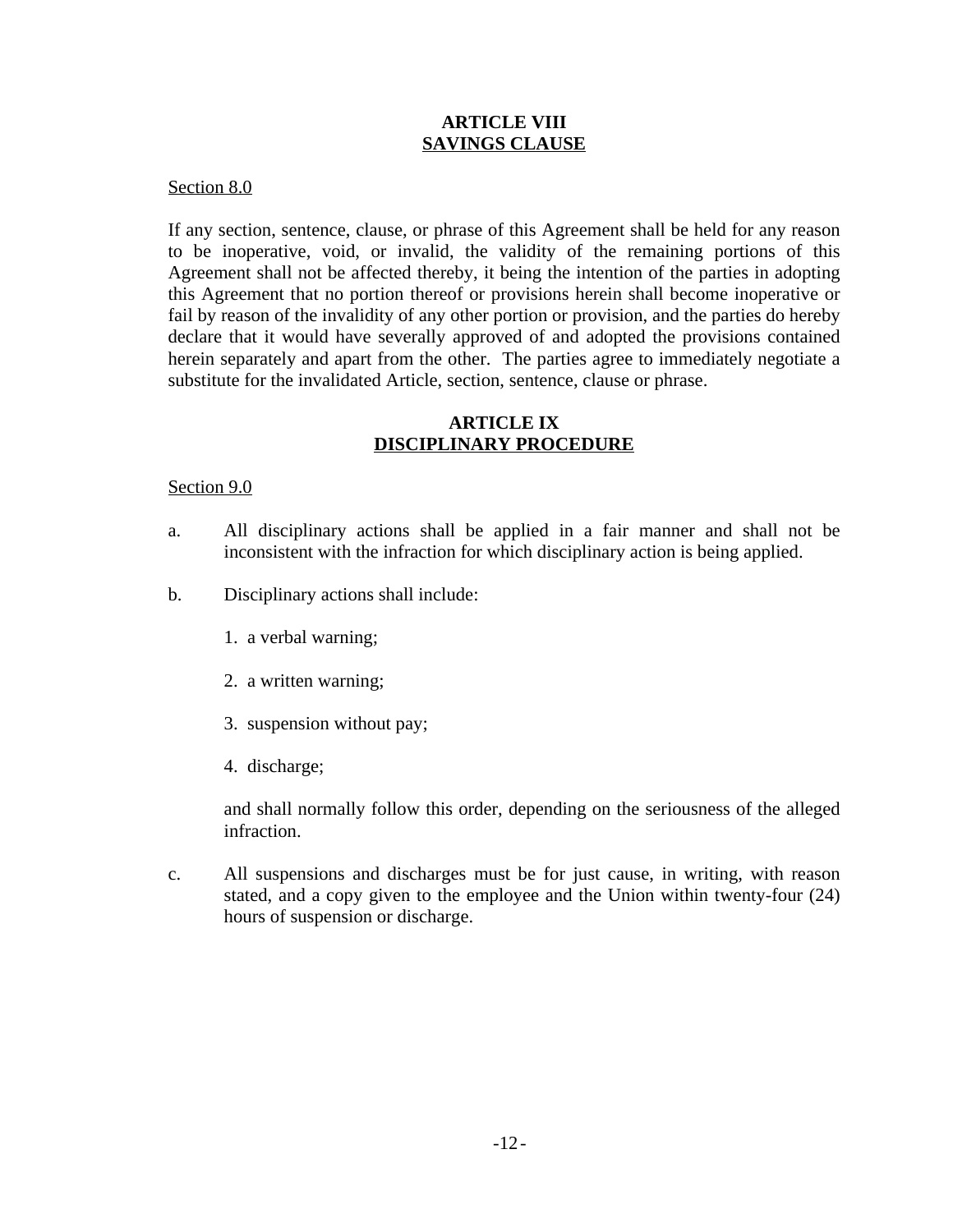## ARTICLE VIII
## SAVINGS CLAUSE

Section 8.0

If any section, sentence, clause, or phrase of this Agreement shall be held for any reason to be inoperative, void, or invalid, the validity of the remaining portions of this Agreement shall not be affected thereby, it being the intention of the parties in adopting this Agreement that no portion thereof or provisions herein shall become inoperative or fail by reason of the invalidity of any other portion or provision, and the parties do hereby declare that it would have severally approved of and adopted the provisions contained herein separately and apart from the other. The parties agree to immediately negotiate a substitute for the invalidated Article, section, sentence, clause or phrase.

## ARTICLE IX
## DISCIPLINARY PROCEDURE

Section 9.0

a. All disciplinary actions shall be applied in a fair manner and shall not be inconsistent with the infraction for which disciplinary action is being applied.

b. Disciplinary actions shall include:

 1. a verbal warning;

 2. a written warning;

 3. suspension without pay;

 4. discharge;

 and shall normally follow this order, depending on the seriousness of the alleged infraction.

c. All suspensions and discharges must be for just cause, in writing, with reason stated, and a copy given to the employee and the Union within twenty-four (24) hours of suspension or discharge.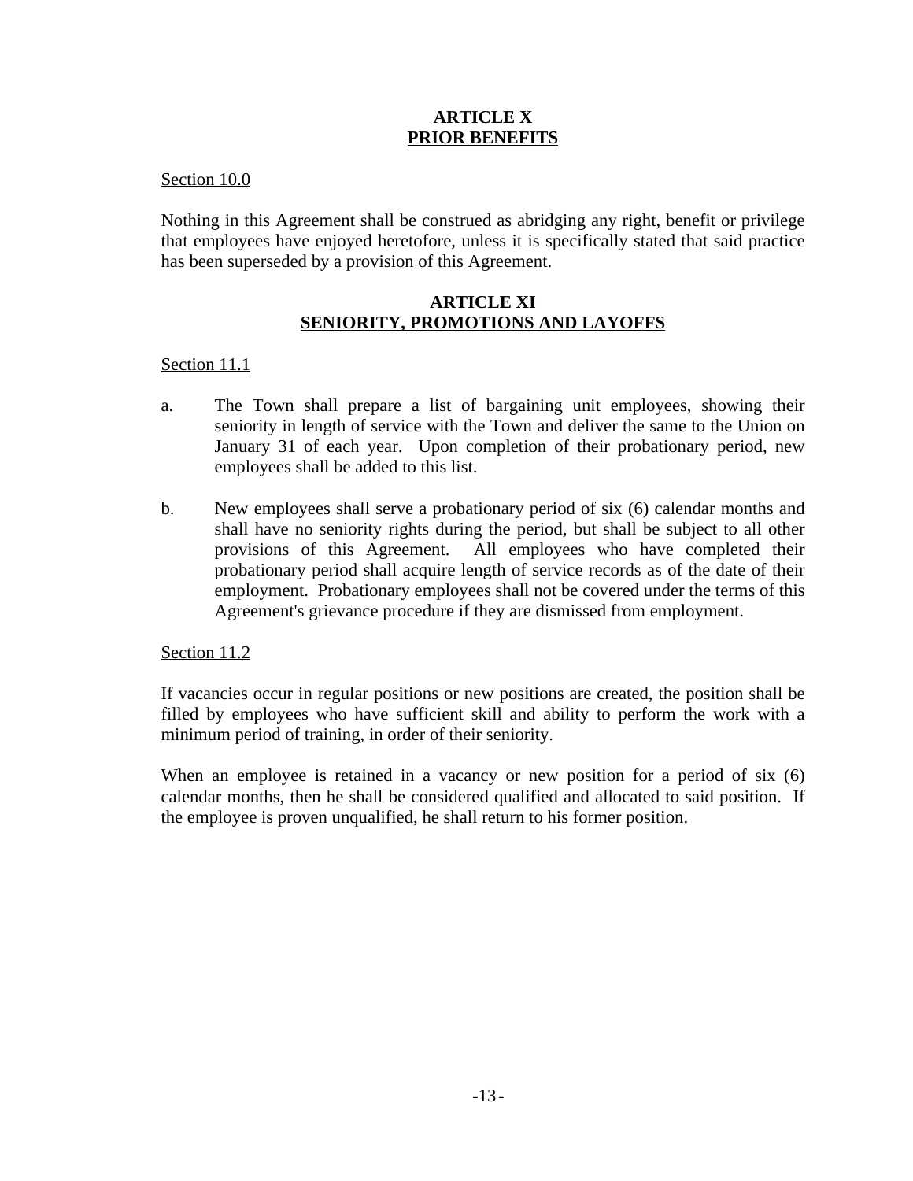## ARTICLE X
## PRIOR BENEFITS

Section 10.0

Nothing in this Agreement shall be construed as abridging any right, benefit or privilege that employees have enjoyed heretofore, unless it is specifically stated that said practice has been superseded by a provision of this Agreement.

## ARTICLE XI
## SENIORITY, PROMOTIONS AND LAYOFFS

Section 11.1

a. The Town shall prepare a list of bargaining unit employees, showing their seniority in length of service with the Town and deliver the same to the Union on January 31 of each year. Upon completion of their probationary period, new employees shall be added to this list.

b. New employees shall serve a probationary period of six (6) calendar months and shall have no seniority rights during the period, but shall be subject to all other provisions of this Agreement. All employees who have completed their probationary period shall acquire length of service records as of the date of their employment. Probationary employees shall not be covered under the terms of this Agreement's grievance procedure if they are dismissed from employment.

Section 11.2

If vacancies occur in regular positions or new positions are created, the position shall be filled by employees who have sufficient skill and ability to perform the work with a minimum period of training, in order of their seniority.

When an employee is retained in a vacancy or new position for a period of six (6) calendar months, then he shall be considered qualified and allocated to said position. If the employee is proven unqualified, he shall return to his former position.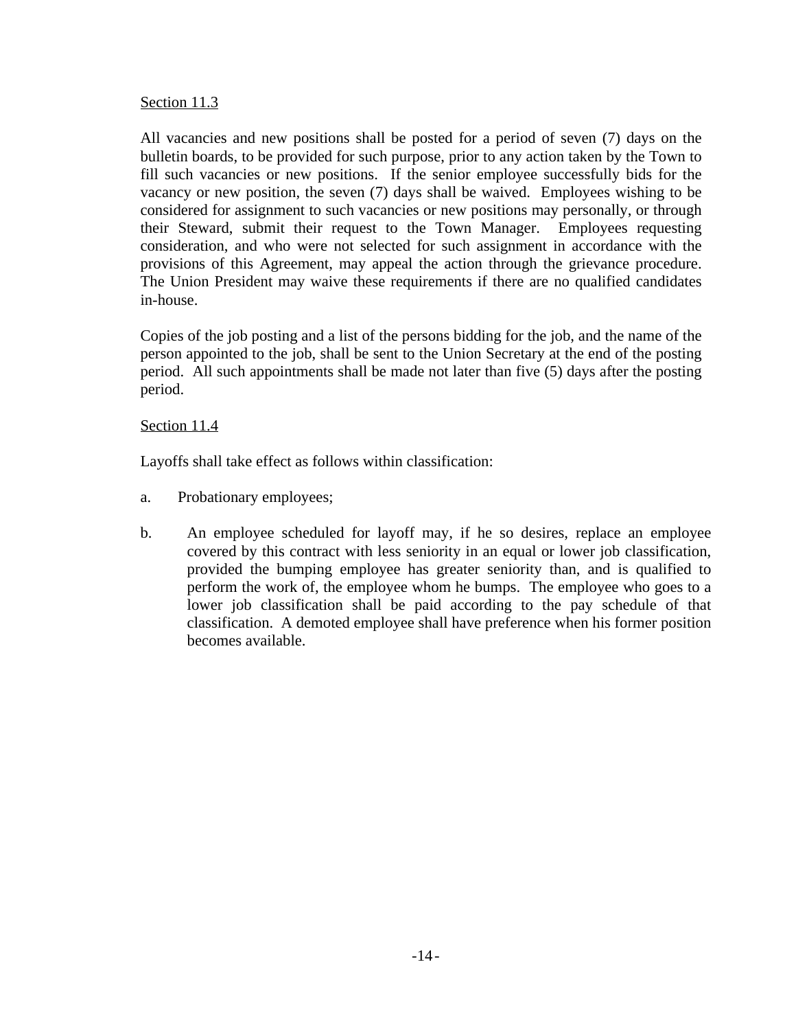Section 11.3

All vacancies and new positions shall be posted for a period of seven (7) days on the bulletin boards, to be provided for such purpose, prior to any action taken by the Town to fill such vacancies or new positions. If the senior employee successfully bids for the vacancy or new position, the seven (7) days shall be waived. Employees wishing to be considered for assignment to such vacancies or new positions may personally, or through their Steward, submit their request to the Town Manager. Employees requesting consideration, and who were not selected for such assignment in accordance with the provisions of this Agreement, may appeal the action through the grievance procedure. The Union President may waive these requirements if there are no qualified candidates in-house.

Copies of the job posting and a list of the persons bidding for the job, and the name of the person appointed to the job, shall be sent to the Union Secretary at the end of the posting period. All such appointments shall be made not later than five (5) days after the posting period.

Section 11.4

Layoffs shall take effect as follows within classification:

a. Probationary employees;

b. An employee scheduled for layoff may, if he so desires, replace an employee covered by this contract with less seniority in an equal or lower job classification, provided the bumping employee has greater seniority than, and is qualified to perform the work of, the employee whom he bumps. The employee who goes to a lower job classification shall be paid according to the pay schedule of that classification. A demoted employee shall have preference when his former position becomes available.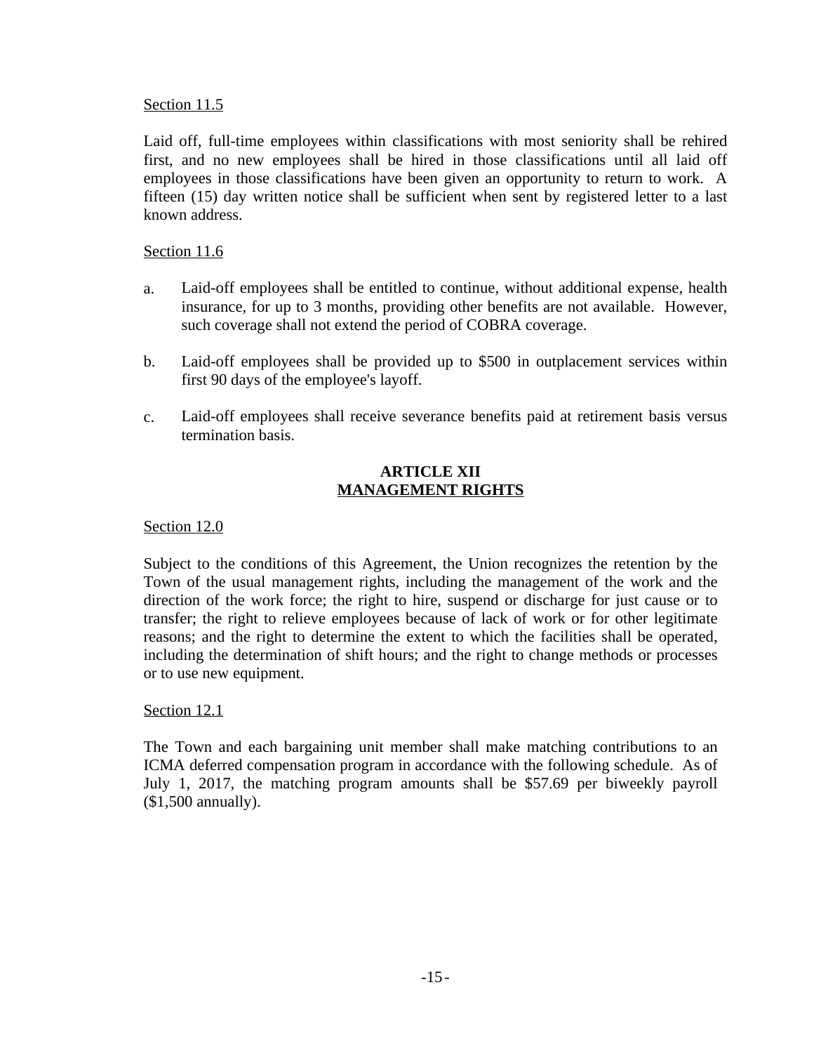Section 11.5

Laid off, full-time employees within classifications with most seniority shall be rehired first, and no new employees shall be hired in those classifications until all laid off employees in those classifications have been given an opportunity to return to work. A fifteen (15) day written notice shall be sufficient when sent by registered letter to a last known address.

Section 11.6

a. Laid-off employees shall be entitled to continue, without additional expense, health insurance, for up to 3 months, providing other benefits are not available. However, such coverage shall not extend the period of COBRA coverage.

b. Laid-off employees shall be provided up to $500 in outplacement services within first 90 days of the employee's layoff.

c. Laid-off employees shall receive severance benefits paid at retirement basis versus termination basis.

## ARTICLE XII
## MANAGEMENT RIGHTS

Section 12.0

Subject to the conditions of this Agreement, the Union recognizes the retention by the Town of the usual management rights, including the management of the work and the direction of the work force; the right to hire, suspend or discharge for just cause or to transfer; the right to relieve employees because of lack of work or for other legitimate reasons; and the right to determine the extent to which the facilities shall be operated, including the determination of shift hours; and the right to change methods or processes or to use new equipment.

Section 12.1

The Town and each bargaining unit member shall make matching contributions to an ICMA deferred compensation program in accordance with the following schedule. As of July 1, 2017, the matching program amounts shall be $57.69 per biweekly payroll ($1,500 annually).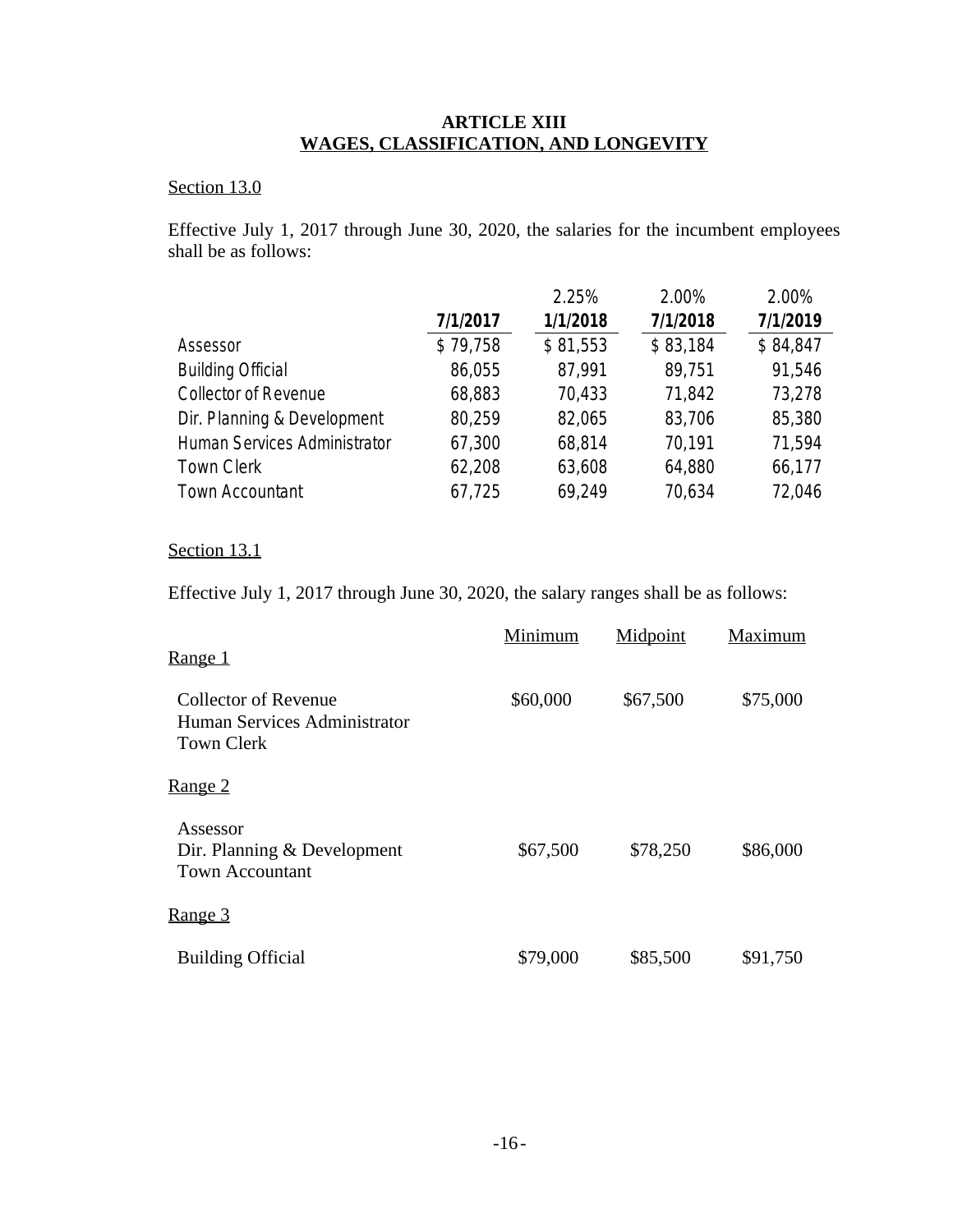# ARTICLE XIII
## WAGES, CLASSIFICATION, AND LONGEVITY

Section 13.0

Effective July 1, 2017 through June 30, 2020, the salaries for the incumbent employees shall be as follows:

| | 7/1/2017 | 2.25% 1/1/2018 | 2.00% 7/1/2018 | 2.00% 7/1/2019 |
|---|---|---|---|---|
| Assessor | $ 79,758 | $ 81,553 | $ 83,184 | $ 84,847 |
| Building Official | 86,055 | 87,991 | 89,751 | 91,546 |
| Collector of Revenue | 68,883 | 70,433 | 71,842 | 73,278 |
| Dir. Planning & Development | 80,259 | 82,065 | 83,706 | 85,380 |
| Human Services Administrator | 67,300 | 68,814 | 70,191 | 71,594 |
| Town Clerk | 62,208 | 63,608 | 64,880 | 66,177 |
| Town Accountant | 67,725 | 69,249 | 70,634 | 72,046 |

Section 13.1

Effective July 1, 2017 through June 30, 2020, the salary ranges shall be as follows:

| | Minimum | Midpoint | Maximum |
|---|---|---|---|
| **Range 1** | | | |
| Collector of Revenue<br>Human Services Administrator<br>Town Clerk | $60,000 | $67,500 | $75,000 |
| **Range 2** | | | |
| Assessor<br>Dir. Planning & Development<br>Town Accountant | $67,500 | $78,250 | $86,000 |
| **Range 3** | | | |
| Building Official | $79,000 | $85,500 | $91,750 |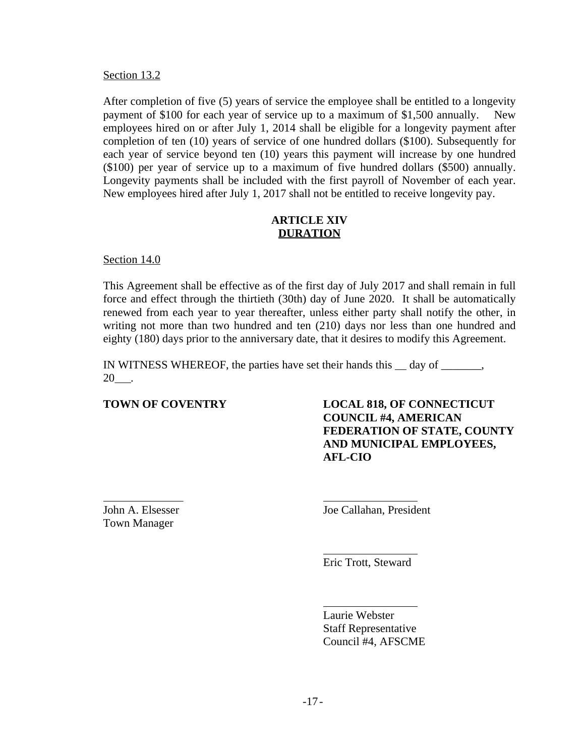Section 13.2

After completion of five (5) years of service the employee shall be entitled to a longevity payment of $100 for each year of service up to a maximum of $1,500 annually. New employees hired on or after July 1, 2014 shall be eligible for a longevity payment after completion of ten (10) years of service of one hundred dollars ($100). Subsequently for each year of service beyond ten (10) years this payment will increase by one hundred ($100) per year of service up to a maximum of five hundred dollars ($500) annually. Longevity payments shall be included with the first payroll of November of each year. New employees hired after July 1, 2017 shall not be entitled to receive longevity pay.

## ARTICLE XIV
## DURATION

Section 14.0

This Agreement shall be effective as of the first day of July 2017 and shall remain in full force and effect through the thirtieth (30th) day of June 2020. It shall be automatically renewed from each year to year thereafter, unless either party shall notify the other, in writing not more than two hundred and ten (210) days nor less than one hundred and eighty (180) days prior to the anniversary date, that it desires to modify this Agreement.

IN WITNESS WHEREOF, the parties have set their hands this __ day of _______, 20___.

**TOWN OF COVENTRY**

\_\_\_\_\_\_\_\_\_\_\_\_\_\_\_\_
John A. Elsesser
Town Manager

**LOCAL 818, OF CONNECTICUT COUNCIL #4, AMERICAN FEDERATION OF STATE, COUNTY AND MUNICIPAL EMPLOYEES, AFL-CIO**

\_\_\_\_\_\_\_\_\_\_\_\_\_\_\_\_
Joe Callahan, President

\_\_\_\_\_\_\_\_\_\_\_\_\_\_\_\_
Eric Trott, Steward

\_\_\_\_\_\_\_\_\_\_\_\_\_\_\_\_
Laurie Webster
Staff Representative
Council #4, AFSCME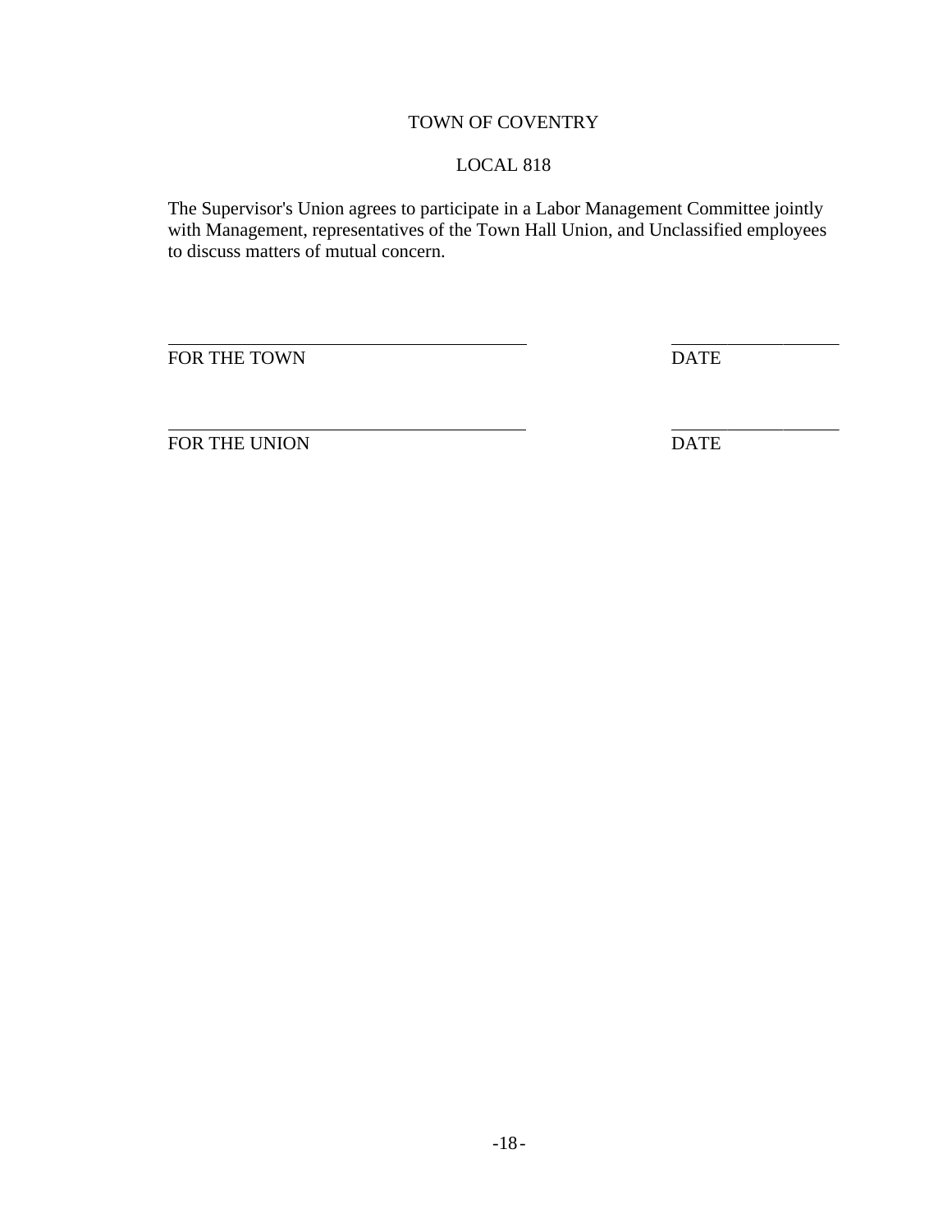TOWN OF COVENTRY

LOCAL 818

The Supervisor's Union agrees to participate in a Labor Management Committee jointly with Management, representatives of the Town Hall Union, and Unclassified employees to discuss matters of mutual concern.

\_\_\_\_\_\_\_\_\_\_\_\_\_\_\_\_\_\_\_\_\_\_\_\_\_\_\_\_\_\_\_\_\_\_\_\_\_\_\_\_ \_\_\_\_\_\_\_\_\_\_\_\_\_\_\_\_\_\_\_
FOR THE TOWN DATE

\_\_\_\_\_\_\_\_\_\_\_\_\_\_\_\_\_\_\_\_\_\_\_\_\_\_\_\_\_\_\_\_\_\_\_\_\_\_\_\_ \_\_\_\_\_\_\_\_\_\_\_\_\_\_\_\_\_\_\_
FOR THE UNION DATE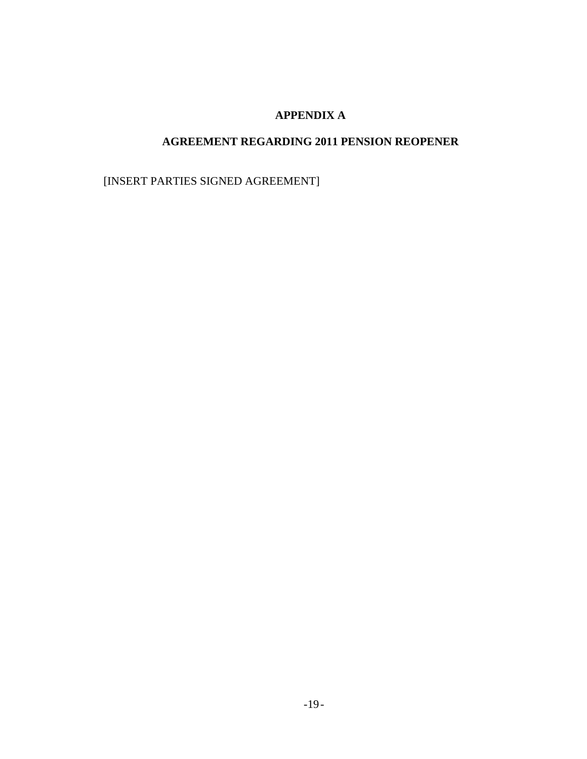# APPENDIX A

## AGREEMENT REGARDING 2011 PENSION REOPENER

[INSERT PARTIES SIGNED AGREEMENT]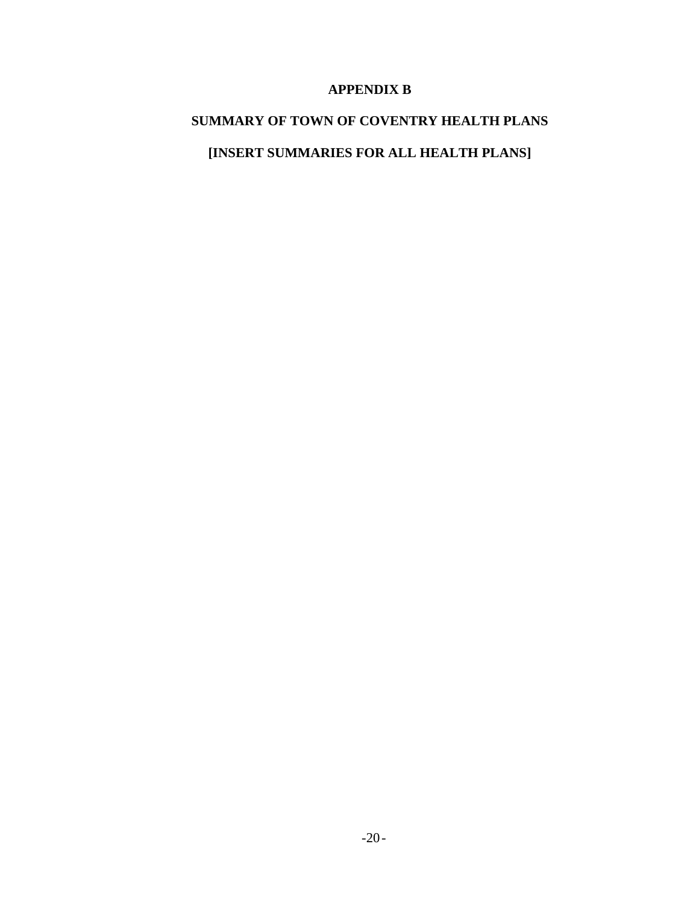# APPENDIX B

## SUMMARY OF TOWN OF COVENTRY HEALTH PLANS

**[INSERT SUMMARIES FOR ALL HEALTH PLANS]**